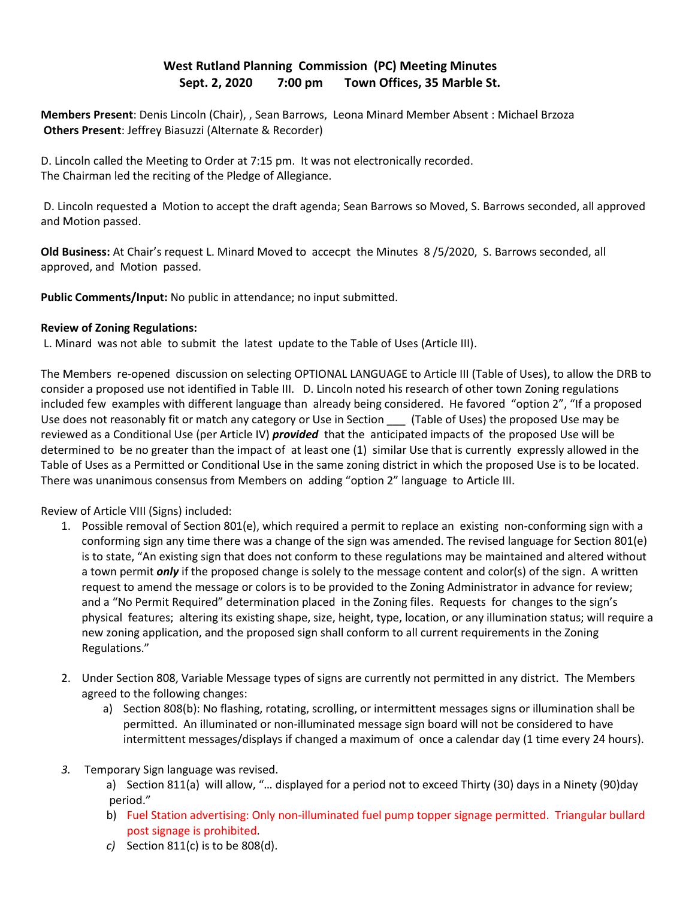**West Rutland Planning Commission (PC) Meeting Minutes**
**Sept. 2, 2020 7:00 pm Town Offices, 35 Marble St.**

**Members Present**: Denis Lincoln (Chair), , Sean Barrows, Leona Minard Member Absent : Michael Brzoza
**Others Present**: Jeffrey Biasuzzi (Alternate & Recorder)

D. Lincoln called the Meeting to Order at 7:15 pm. It was not electronically recorded.
The Chairman led the reciting of the Pledge of Allegiance.

D. Lincoln requested a Motion to accept the draft agenda; Sean Barrows so Moved, S. Barrows seconded, all approved and Motion passed.

**Old Business:** At Chair's request L. Minard Moved to accecpt the Minutes 8 /5/2020, S. Barrows seconded, all approved, and Motion passed.

**Public Comments/Input:** No public in attendance; no input submitted.

**Review of Zoning Regulations:**
L. Minard was not able to submit the latest update to the Table of Uses (Article III).

The Members re-opened discussion on selecting OPTIONAL LANGUAGE to Article III (Table of Uses), to allow the DRB to consider a proposed use not identified in Table III. D. Lincoln noted his research of other town Zoning regulations included few examples with different language than already being considered. He favored "option 2", "If a proposed Use does not reasonably fit or match any category or Use in Section ___ (Table of Uses) the proposed Use may be reviewed as a Conditional Use (per Article IV) ***provided*** that the anticipated impacts of the proposed Use will be determined to be no greater than the impact of at least one (1) similar Use that is currently expressly allowed in the Table of Uses as a Permitted or Conditional Use in the same zoning district in which the proposed Use is to be located. There was unanimous consensus from Members on adding "option 2" language to Article III.

Review of Article VIII (Signs) included:

1. Possible removal of Section 801(e), which required a permit to replace an existing non-conforming sign with a conforming sign any time there was a change of the sign was amended. The revised language for Section 801(e) is to state, "An existing sign that does not conform to these regulations may be maintained and altered without a town permit ***only*** if the proposed change is solely to the message content and color(s) of the sign. A written request to amend the message or colors is to be provided to the Zoning Administrator in advance for review; and a "No Permit Required" determination placed in the Zoning files. Requests for changes to the sign's physical features; altering its existing shape, size, height, type, location, or any illumination status; will require a new zoning application, and the proposed sign shall conform to all current requirements in the Zoning Regulations."

2. Under Section 808, Variable Message types of signs are currently not permitted in any district. The Members agreed to the following changes:
   a) Section 808(b): No flashing, rotating, scrolling, or intermittent messages signs or illumination shall be permitted. An illuminated or non-illuminated message sign board will not be considered to have intermittent messages/displays if changed a maximum of once a calendar day (1 time every 24 hours).

3. Temporary Sign language was revised.
   a) Section 811(a) will allow, "… displayed for a period not to exceed Thirty (30) days in a Ninety (90)day period."
   b) Fuel Station advertising: Only non-illuminated fuel pump topper signage permitted. Triangular bullard post signage is prohibited.
   c) Section 811(c) is to be 808(d).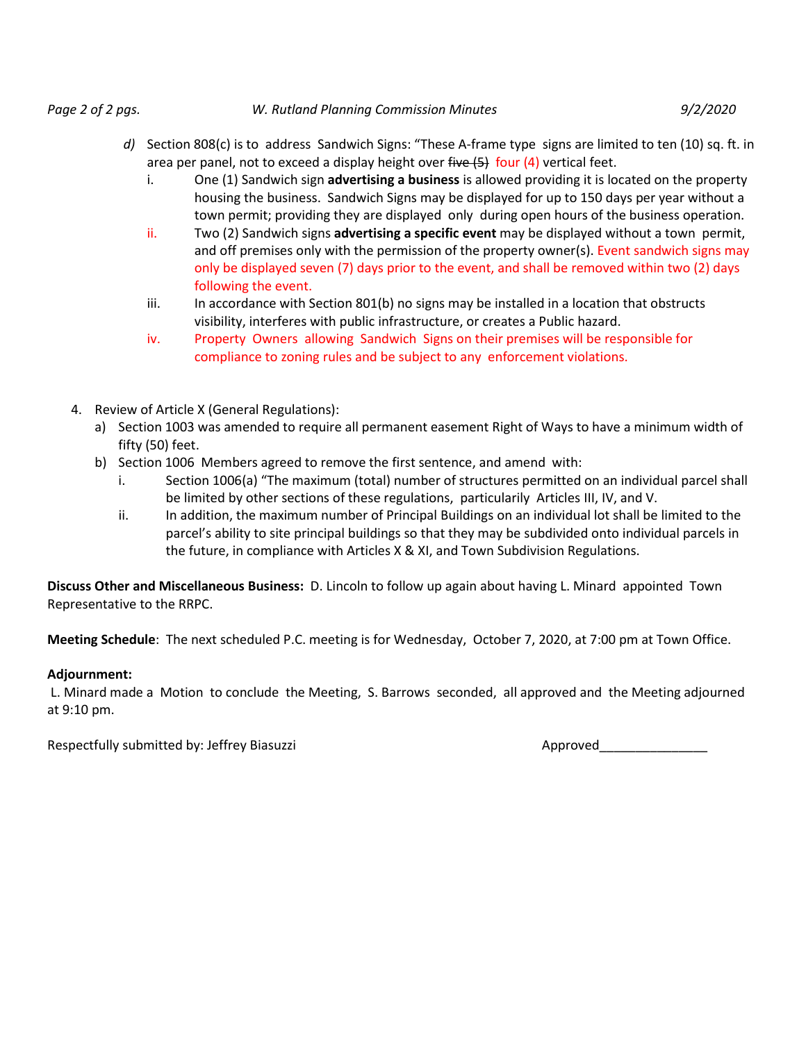d) Section 808(c) is to address Sandwich Signs: "These A-frame type signs are limited to ten (10) sq. ft. in area per panel, not to exceed a display height over ~~five (5)~~ four (4) vertical feet.

   i. One (1) Sandwich sign **advertising a business** is allowed providing it is located on the property housing the business. Sandwich Signs may be displayed for up to 150 days per year without a town permit; providing they are displayed only during open hours of the business operation.

   ii. Two (2) Sandwich signs **advertising a specific event** may be displayed without a town permit, and off premises only with the permission of the property owner(s). Event sandwich signs may only be displayed seven (7) days prior to the event, and shall be removed within two (2) days following the event.

   iii. In accordance with Section 801(b) no signs may be installed in a location that obstructs visibility, interferes with public infrastructure, or creates a Public hazard.

   iv. Property Owners allowing Sandwich Signs on their premises will be responsible for compliance to zoning rules and be subject to any enforcement violations.

4. Review of Article X (General Regulations):
   a) Section 1003 was amended to require all permanent easement Right of Ways to have a minimum width of fifty (50) feet.
   b) Section 1006 Members agreed to remove the first sentence, and amend with:
      i. Section 1006(a) "The maximum (total) number of structures permitted on an individual parcel shall be limited by other sections of these regulations, particularily Articles III, IV, and V.
      ii. In addition, the maximum number of Principal Buildings on an individual lot shall be limited to the parcel's ability to site principal buildings so that they may be subdivided onto individual parcels in the future, in compliance with Articles X & XI, and Town Subdivision Regulations.

**Discuss Other and Miscellaneous Business:** D. Lincoln to follow up again about having L. Minard appointed Town Representative to the RRPC.

**Meeting Schedule**: The next scheduled P.C. meeting is for Wednesday, October 7, 2020, at 7:00 pm at Town Office.

**Adjournment:**

L. Minard made a Motion to conclude the Meeting, S. Barrows seconded, all approved and the Meeting adjourned at 9:10 pm.

Respectfully submitted by: Jeffrey Biasuzzi

Approved_______________